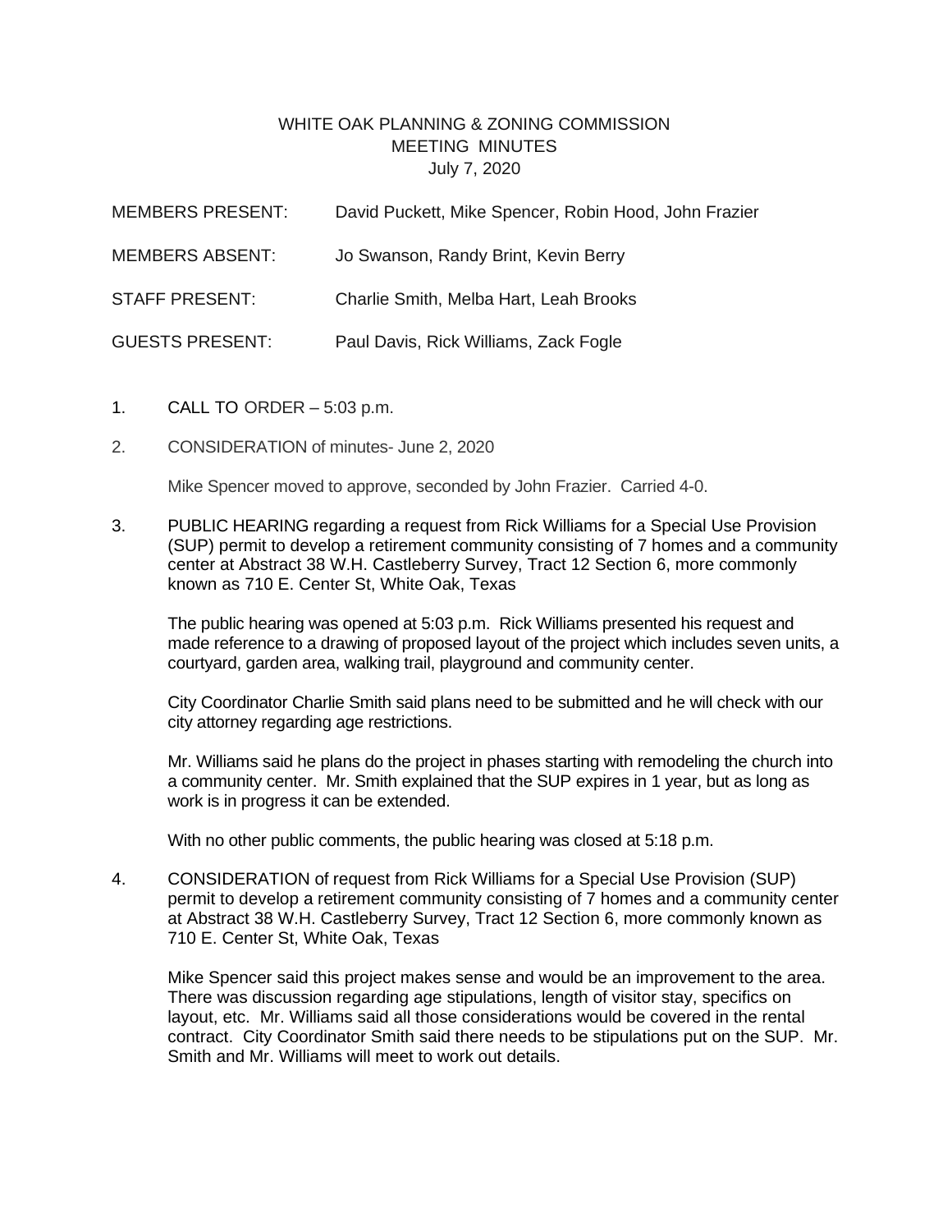# WHITE OAK PLANNING & ZONING COMMISSION
## MEETING MINUTES
### July 7, 2020

| | |
|---|---|
| MEMBERS PRESENT: | David Puckett, Mike Spencer, Robin Hood, John Frazier |
| MEMBERS ABSENT: | Jo Swanson, Randy Brint, Kevin Berry |
| STAFF PRESENT: | Charlie Smith, Melba Hart, Leah Brooks |
| GUESTS PRESENT: | Paul Davis, Rick Williams, Zack Fogle |

1. CALL TO ORDER – 5:03 p.m.

2. CONSIDERATION of minutes- June 2, 2020

   Mike Spencer moved to approve, seconded by John Frazier. Carried 4-0.

3. PUBLIC HEARING regarding a request from Rick Williams for a Special Use Provision (SUP) permit to develop a retirement community consisting of 7 homes and a community center at Abstract 38 W.H. Castleberry Survey, Tract 12 Section 6, more commonly known as 710 E. Center St, White Oak, Texas

   The public hearing was opened at 5:03 p.m. Rick Williams presented his request and made reference to a drawing of proposed layout of the project which includes seven units, a courtyard, garden area, walking trail, playground and community center.

   City Coordinator Charlie Smith said plans need to be submitted and he will check with our city attorney regarding age restrictions.

   Mr. Williams said he plans do the project in phases starting with remodeling the church into a community center. Mr. Smith explained that the SUP expires in 1 year, but as long as work is in progress it can be extended.

   With no other public comments, the public hearing was closed at 5:18 p.m.

4. CONSIDERATION of request from Rick Williams for a Special Use Provision (SUP) permit to develop a retirement community consisting of 7 homes and a community center at Abstract 38 W.H. Castleberry Survey, Tract 12 Section 6, more commonly known as 710 E. Center St, White Oak, Texas

   Mike Spencer said this project makes sense and would be an improvement to the area. There was discussion regarding age stipulations, length of visitor stay, specifics on layout, etc. Mr. Williams said all those considerations would be covered in the rental contract. City Coordinator Smith said there needs to be stipulations put on the SUP. Mr. Smith and Mr. Williams will meet to work out details.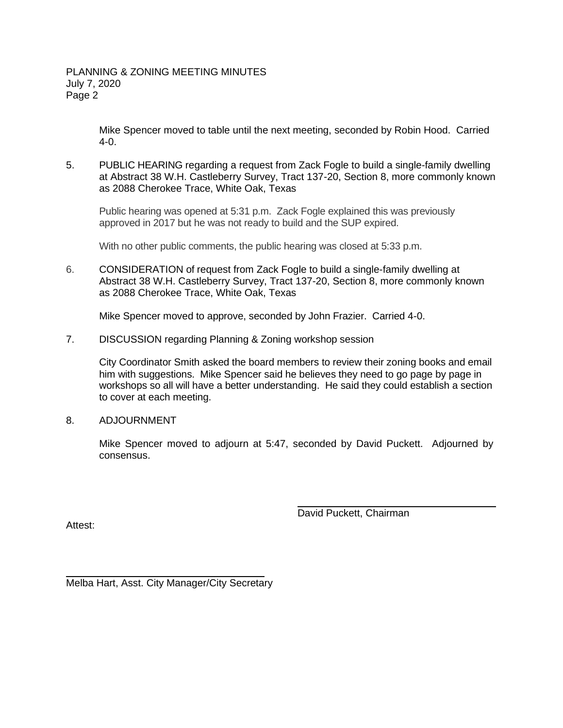Mike Spencer moved to table until the next meeting, seconded by Robin Hood. Carried 4-0.

5. PUBLIC HEARING regarding a request from Zack Fogle to build a single-family dwelling at Abstract 38 W.H. Castleberry Survey, Tract 137-20, Section 8, more commonly known as 2088 Cherokee Trace, White Oak, Texas

   Public hearing was opened at 5:31 p.m. Zack Fogle explained this was previously approved in 2017 but he was not ready to build and the SUP expired.

   With no other public comments, the public hearing was closed at 5:33 p.m.

6. CONSIDERATION of request from Zack Fogle to build a single-family dwelling at Abstract 38 W.H. Castleberry Survey, Tract 137-20, Section 8, more commonly known as 2088 Cherokee Trace, White Oak, Texas

   Mike Spencer moved to approve, seconded by John Frazier. Carried 4-0.

7. DISCUSSION regarding Planning & Zoning workshop session

   City Coordinator Smith asked the board members to review their zoning books and email him with suggestions. Mike Spencer said he believes they need to go page by page in workshops so all will have a better understanding. He said they could establish a section to cover at each meeting.

8. ADJOURNMENT

   Mike Spencer moved to adjourn at 5:47, seconded by David Puckett. Adjourned by consensus.

\_\_\_\_\_\_\_\_\_\_\_\_\_\_\_\_\_\_\_\_\_\_\_\_\_\_\_\_\_\_

David Puckett, Chairman

Attest:

\_\_\_\_\_\_\_\_\_\_\_\_\_\_\_\_\_\_\_\_\_\_\_\_\_\_\_\_\_\_

Melba Hart, Asst. City Manager/City Secretary